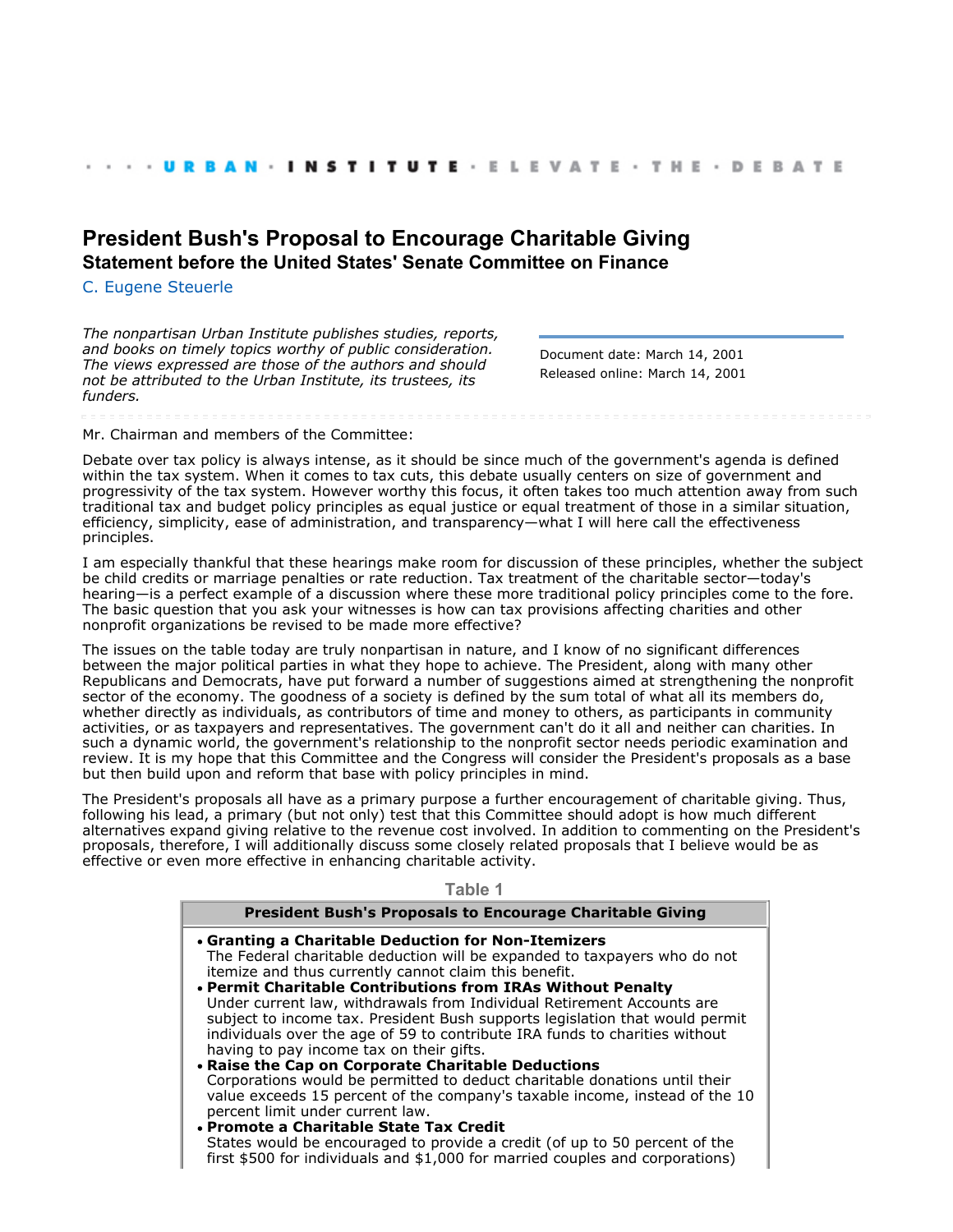URBAN · INSTITUTE · ELEVATE · THE · DEBATE

# President Bush's Proposal to Encourage Charitable Giving

## Statement before the United States' Senate Committee on Finance

C. Eugene Steuerle

*The nonpartisan Urban Institute publishes studies, reports, and books on timely topics worthy of public consideration. The views expressed are those of the authors and should not be attributed to the Urban Institute, its trustees, its funders.*

Document date: March 14, 2001
Released online: March 14, 2001

Mr. Chairman and members of the Committee:

Debate over tax policy is always intense, as it should be since much of the government's agenda is defined within the tax system. When it comes to tax cuts, this debate usually centers on size of government and progressivity of the tax system. However worthy this focus, it often takes too much attention away from such traditional tax and budget policy principles as equal justice or equal treatment of those in a similar situation, efficiency, simplicity, ease of administration, and transparency—what I will here call the effectiveness principles.

I am especially thankful that these hearings make room for discussion of these principles, whether the subject be child credits or marriage penalties or rate reduction. Tax treatment of the charitable sector—today's hearing—is a perfect example of a discussion where these more traditional policy principles come to the fore. The basic question that you ask your witnesses is how can tax provisions affecting charities and other nonprofit organizations be revised to be made more effective?

The issues on the table today are truly nonpartisan in nature, and I know of no significant differences between the major political parties in what they hope to achieve. The President, along with many other Republicans and Democrats, have put forward a number of suggestions aimed at strengthening the nonprofit sector of the economy. The goodness of a society is defined by the sum total of what all its members do, whether directly as individuals, as contributors of time and money to others, as participants in community activities, or as taxpayers and representatives. The government can't do it all and neither can charities. In such a dynamic world, the government's relationship to the nonprofit sector needs periodic examination and review. It is my hope that this Committee and the Congress will consider the President's proposals as a base but then build upon and reform that base with policy principles in mind.

The President's proposals all have as a primary purpose a further encouragement of charitable giving. Thus, following his lead, a primary (but not only) test that this Committee should adopt is how much different alternatives expand giving relative to the revenue cost involved. In addition to commenting on the President's proposals, therefore, I will additionally discuss some closely related proposals that I believe would be as effective or even more effective in enhancing charitable activity.

**Table 1**

| President Bush's Proposals to Encourage Charitable Giving |
|---|
| • **Granting a Charitable Deduction for Non-Itemizers** The Federal charitable deduction will be expanded to taxpayers who do not itemize and thus currently cannot claim this benefit. <br> • **Permit Charitable Contributions from IRAs Without Penalty** Under current law, withdrawals from Individual Retirement Accounts are subject to income tax. President Bush supports legislation that would permit individuals over the age of 59 to contribute IRA funds to charities without having to pay income tax on their gifts. <br> • **Raise the Cap on Corporate Charitable Deductions** Corporations would be permitted to deduct charitable donations until their value exceeds 15 percent of the company's taxable income, instead of the 10 percent limit under current law. <br> • **Promote a Charitable State Tax Credit** States would be encouraged to provide a credit (of up to 50 percent of the first $500 for individuals and $1,000 for married couples and corporations) |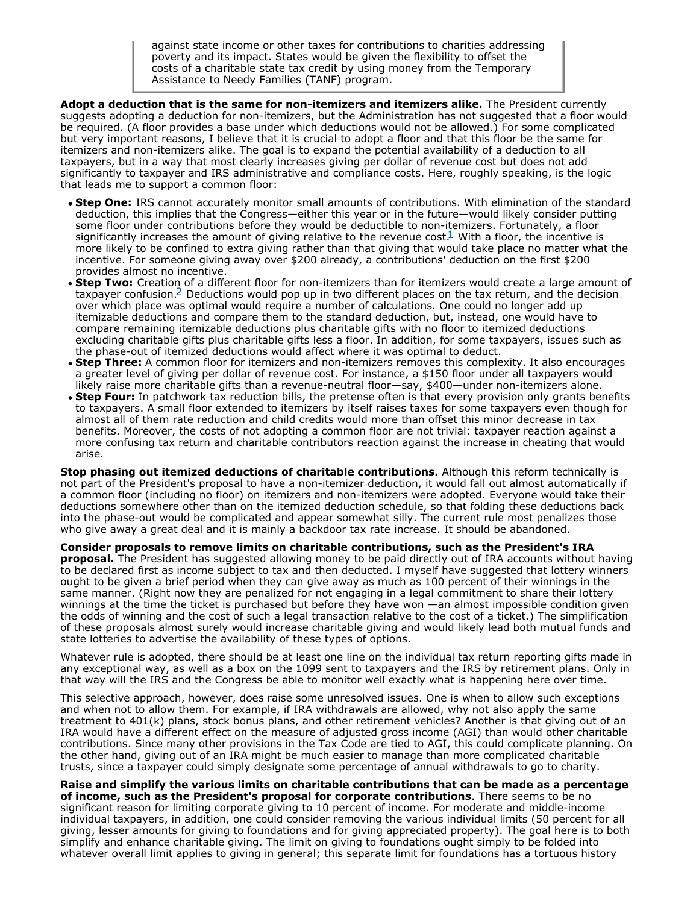> against state income or other taxes for contributions to charities addressing poverty and its impact. States would be given the flexibility to offset the costs of a charitable state tax credit by using money from the Temporary Assistance to Needy Families (TANF) program.

**Adopt a deduction that is the same for non-itemizers and itemizers alike.** The President currently suggests adopting a deduction for non-itemizers, but the Administration has not suggested that a floor would be required. (A floor provides a base under which deductions would not be allowed.) For some complicated but very important reasons, I believe that it is crucial to adopt a floor and that this floor be the same for itemizers and non-itemizers alike. The goal is to expand the potential availability of a deduction to all taxpayers, but in a way that most clearly increases giving per dollar of revenue cost but does not add significantly to taxpayer and IRS administrative and compliance costs. Here, roughly speaking, is the logic that leads me to support a common floor:

- **Step One:** IRS cannot accurately monitor small amounts of contributions. With elimination of the standard deduction, this implies that the Congress—either this year or in the future—would likely consider putting some floor under contributions before they would be deductible to non-itemizers. Fortunately, a floor significantly increases the amount of giving relative to the revenue cost.[1] With a floor, the incentive is more likely to be confined to extra giving rather than that giving that would take place no matter what the incentive. For someone giving away over $200 already, a contributions' deduction on the first $200 provides almost no incentive.
- **Step Two:** Creation of a different floor for non-itemizers than for itemizers would create a large amount of taxpayer confusion.[2] Deductions would pop up in two different places on the tax return, and the decision over which place was optimal would require a number of calculations. One could no longer add up itemizable deductions and compare them to the standard deduction, but, instead, one would have to compare remaining itemizable deductions plus charitable gifts with no floor to itemized deductions excluding charitable gifts plus charitable gifts less a floor. In addition, for some taxpayers, issues such as the phase-out of itemized deductions would affect where it was optimal to deduct.
- **Step Three:** A common floor for itemizers and non-itemizers removes this complexity. It also encourages a greater level of giving per dollar of revenue cost. For instance, a $150 floor under all taxpayers would likely raise more charitable gifts than a revenue-neutral floor—say, $400—under non-itemizers alone.
- **Step Four:** In patchwork tax reduction bills, the pretense often is that every provision only grants benefits to taxpayers. A small floor extended to itemizers by itself raises taxes for some taxpayers even though for almost all of them rate reduction and child credits would more than offset this minor decrease in tax benefits. Moreover, the costs of not adopting a common floor are not trivial: taxpayer reaction against a more confusing tax return and charitable contributors reaction against the increase in cheating that would arise.

**Stop phasing out itemized deductions of charitable contributions.** Although this reform technically is not part of the President's proposal to have a non-itemizer deduction, it would fall out almost automatically if a common floor (including no floor) on itemizers and non-itemizers were adopted. Everyone would take their deductions somewhere other than on the itemized deduction schedule, so that folding these deductions back into the phase-out would be complicated and appear somewhat silly. The current rule most penalizes those who give away a great deal and it is mainly a backdoor tax rate increase. It should be abandoned.

**Consider proposals to remove limits on charitable contributions, such as the President's IRA proposal.** The President has suggested allowing money to be paid directly out of IRA accounts without having to be declared first as income subject to tax and then deducted. I myself have suggested that lottery winners ought to be given a brief period when they can give away as much as 100 percent of their winnings in the same manner. (Right now they are penalized for not engaging in a legal commitment to share their lottery winnings at the time the ticket is purchased but before they have won —an almost impossible condition given the odds of winning and the cost of such a legal transaction relative to the cost of a ticket.) The simplification of these proposals almost surely would increase charitable giving and would likely lead both mutual funds and state lotteries to advertise the availability of these types of options.

Whatever rule is adopted, there should be at least one line on the individual tax return reporting gifts made in any exceptional way, as well as a box on the 1099 sent to taxpayers and the IRS by retirement plans. Only in that way will the IRS and the Congress be able to monitor well exactly what is happening here over time.

This selective approach, however, does raise some unresolved issues. One is when to allow such exceptions and when not to allow them. For example, if IRA withdrawals are allowed, why not also apply the same treatment to 401(k) plans, stock bonus plans, and other retirement vehicles? Another is that giving out of an IRA would have a different effect on the measure of adjusted gross income (AGI) than would other charitable contributions. Since many other provisions in the Tax Code are tied to AGI, this could complicate planning. On the other hand, giving out of an IRA might be much easier to manage than more complicated charitable trusts, since a taxpayer could simply designate some percentage of annual withdrawals to go to charity.

**Raise and simplify the various limits on charitable contributions that can be made as a percentage of income, such as the President's proposal for corporate contributions**. There seems to be no significant reason for limiting corporate giving to 10 percent of income. For moderate and middle-income individual taxpayers, in addition, one could consider removing the various individual limits (50 percent for all giving, lesser amounts for giving to foundations and for giving appreciated property). The goal here is to both simplify and enhance charitable giving. The limit on giving to foundations ought simply to be folded into whatever overall limit applies to giving in general; this separate limit for foundations has a tortuous history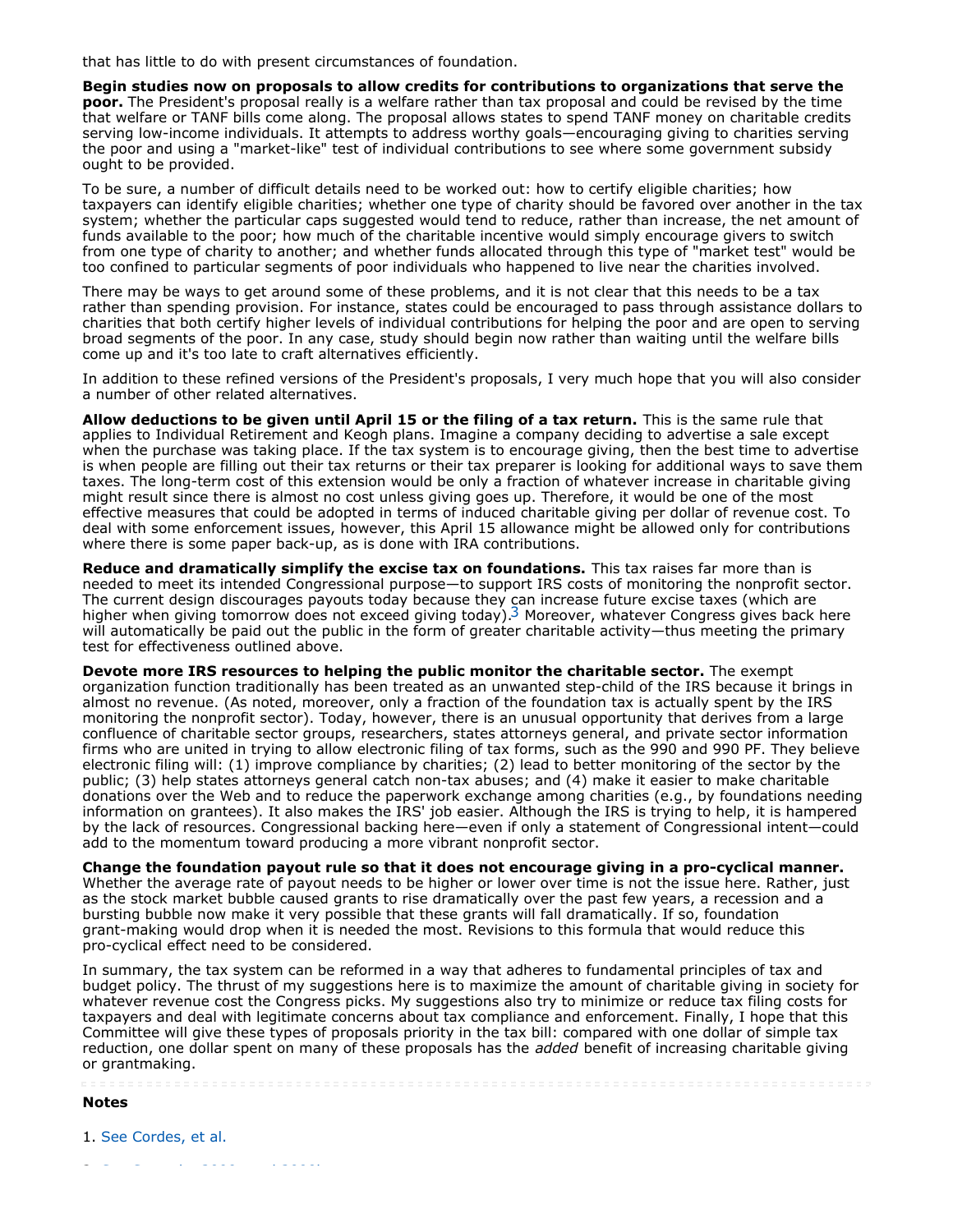that has little to do with present circumstances of foundation.

**Begin studies now on proposals to allow credits for contributions to organizations that serve the poor.** The President's proposal really is a welfare rather than tax proposal and could be revised by the time that welfare or TANF bills come along. The proposal allows states to spend TANF money on charitable credits serving low-income individuals. It attempts to address worthy goals—encouraging giving to charities serving the poor and using a "market-like" test of individual contributions to see where some government subsidy ought to be provided.

To be sure, a number of difficult details need to be worked out: how to certify eligible charities; how taxpayers can identify eligible charities; whether one type of charity should be favored over another in the tax system; whether the particular caps suggested would tend to reduce, rather than increase, the net amount of funds available to the poor; how much of the charitable incentive would simply encourage givers to switch from one type of charity to another; and whether funds allocated through this type of "market test" would be too confined to particular segments of poor individuals who happened to live near the charities involved.

There may be ways to get around some of these problems, and it is not clear that this needs to be a tax rather than spending provision. For instance, states could be encouraged to pass through assistance dollars to charities that both certify higher levels of individual contributions for helping the poor and are open to serving broad segments of the poor. In any case, study should begin now rather than waiting until the welfare bills come up and it's too late to craft alternatives efficiently.

In addition to these refined versions of the President's proposals, I very much hope that you will also consider a number of other related alternatives.

**Allow deductions to be given until April 15 or the filing of a tax return.** This is the same rule that applies to Individual Retirement and Keogh plans. Imagine a company deciding to advertise a sale except when the purchase was taking place. If the tax system is to encourage giving, then the best time to advertise is when people are filling out their tax returns or their tax preparer is looking for additional ways to save them taxes. The long-term cost of this extension would be only a fraction of whatever increase in charitable giving might result since there is almost no cost unless giving goes up. Therefore, it would be one of the most effective measures that could be adopted in terms of induced charitable giving per dollar of revenue cost. To deal with some enforcement issues, however, this April 15 allowance might be allowed only for contributions where there is some paper back-up, as is done with IRA contributions.

**Reduce and dramatically simplify the excise tax on foundations.** This tax raises far more than is needed to meet its intended Congressional purpose—to support IRS costs of monitoring the nonprofit sector. The current design discourages payouts today because they can increase future excise taxes (which are higher when giving tomorrow does not exceed giving today).[3] Moreover, whatever Congress gives back here will automatically be paid out the public in the form of greater charitable activity—thus meeting the primary test for effectiveness outlined above.

**Devote more IRS resources to helping the public monitor the charitable sector.** The exempt organization function traditionally has been treated as an unwanted step-child of the IRS because it brings in almost no revenue. (As noted, moreover, only a fraction of the foundation tax is actually spent by the IRS monitoring the nonprofit sector). Today, however, there is an unusual opportunity that derives from a large confluence of charitable sector groups, researchers, states attorneys general, and private sector information firms who are united in trying to allow electronic filing of tax forms, such as the 990 and 990 PF. They believe electronic filing will: (1) improve compliance by charities; (2) lead to better monitoring of the sector by the public; (3) help states attorneys general catch non-tax abuses; and (4) make it easier to make charitable donations over the Web and to reduce the paperwork exchange among charities (e.g., by foundations needing information on grantees). It also makes the IRS' job easier. Although the IRS is trying to help, it is hampered by the lack of resources. Congressional backing here—even if only a statement of Congressional intent—could add to the momentum toward producing a more vibrant nonprofit sector.

**Change the foundation payout rule so that it does not encourage giving in a pro-cyclical manner.** Whether the average rate of payout needs to be higher or lower over time is not the issue here. Rather, just as the stock market bubble caused grants to rise dramatically over the past few years, a recession and a bursting bubble now make it very possible that these grants will fall dramatically. If so, foundation grant-making would drop when it is needed the most. Revisions to this formula that would reduce this pro-cyclical effect need to be considered.

In summary, the tax system can be reformed in a way that adheres to fundamental principles of tax and budget policy. The thrust of my suggestions here is to maximize the amount of charitable giving in society for whatever revenue cost the Congress picks. My suggestions also try to minimize or reduce tax filing costs for taxpayers and deal with legitimate concerns about tax compliance and enforcement. Finally, I hope that this Committee will give these types of proposals priority in the tax bill: compared with one dollar of simple tax reduction, one dollar spent on many of these proposals has the *added* benefit of increasing charitable giving or grantmaking.

---

**Notes**

1. See Cordes, et al.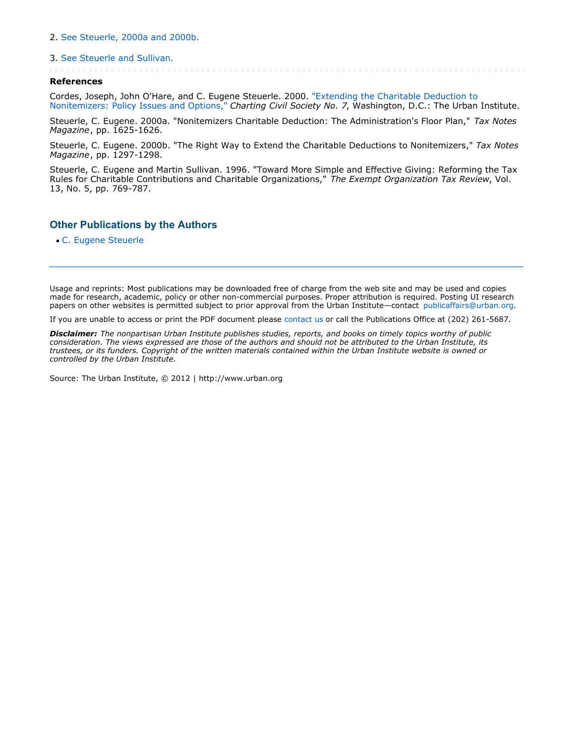2. See Steuerle, 2000a and 2000b.

3. See Steuerle and Sullivan.

**References**

Cordes, Joseph, John O'Hare, and C. Eugene Steuerle. 2000. "Extending the Charitable Deduction to Nonitemizers: Policy Issues and Options," *Charting Civil Society No. 7*, Washington, D.C.: The Urban Institute.

Steuerle, C. Eugene. 2000a. "Nonitemizers Charitable Deduction: The Administration's Floor Plan," *Tax Notes Magazine*, pp. 1625-1626.

Steuerle, C. Eugene. 2000b. "The Right Way to Extend the Charitable Deductions to Nonitemizers," *Tax Notes Magazine*, pp. 1297-1298.

Steuerle, C. Eugene and Martin Sullivan. 1996. "Toward More Simple and Effective Giving: Reforming the Tax Rules for Charitable Contributions and Charitable Organizations," *The Exempt Organization Tax Review*, Vol. 13, No. 5, pp. 769-787.

## Other Publications by the Authors

- C. Eugene Steuerle

---

Usage and reprints: Most publications may be downloaded free of charge from the web site and may be used and copies made for research, academic, policy or other non-commercial purposes. Proper attribution is required. Posting UI research papers on other websites is permitted subject to prior approval from the Urban Institute—contact publicaffairs@urban.org.

If you are unable to access or print the PDF document please contact us or call the Publications Office at (202) 261-5687.

***Disclaimer:*** *The nonpartisan Urban Institute publishes studies, reports, and books on timely topics worthy of public consideration. The views expressed are those of the authors and should not be attributed to the Urban Institute, its trustees, or its funders. Copyright of the written materials contained within the Urban Institute website is owned or controlled by the Urban Institute.*

Source: The Urban Institute, © 2012 | http://www.urban.org